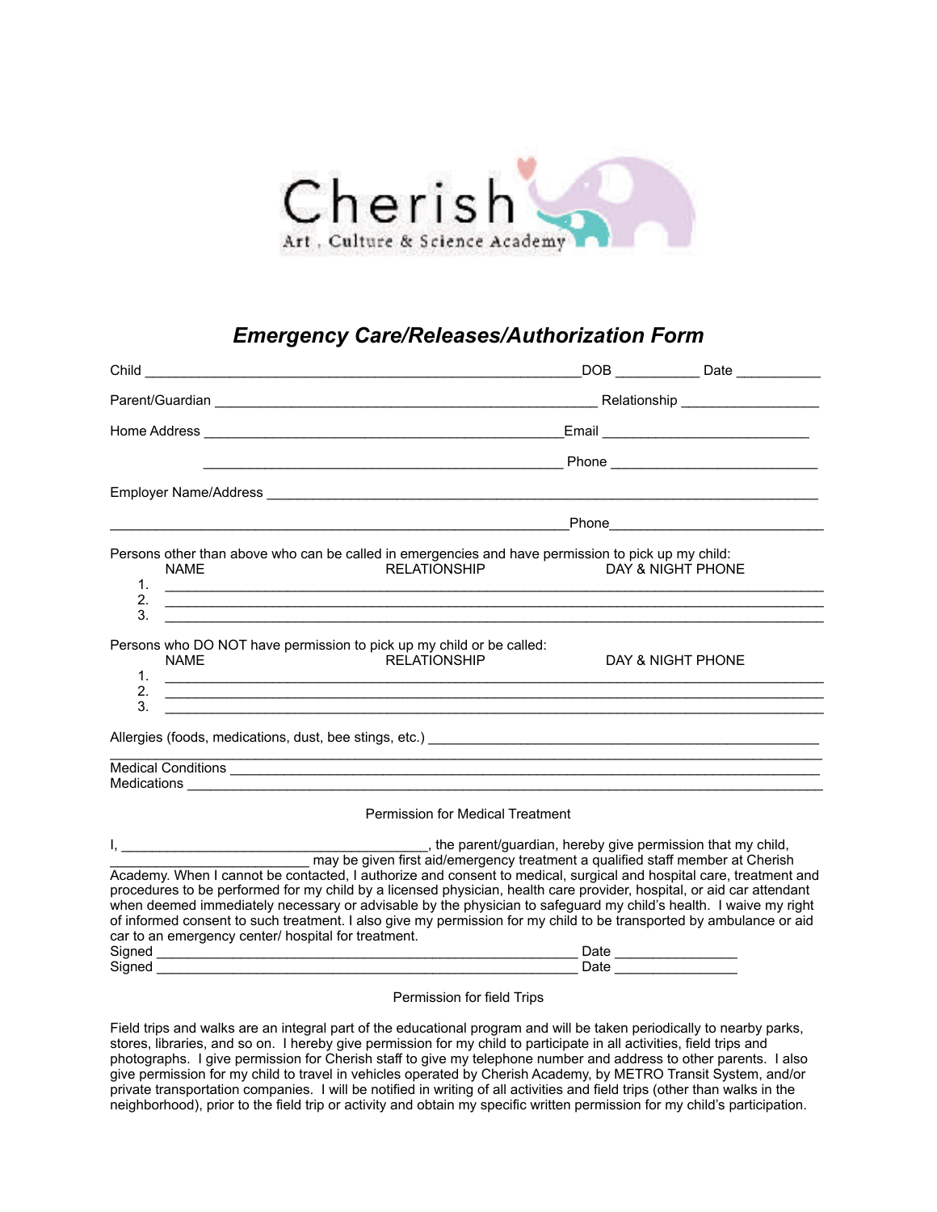Cherish
Art, Culture & Science Academy

# *Emergency Care/Releases/Authorization Form*

Child ___________________________________________________________DOB ___________ Date ___________

Parent/Guardian ___________________________________________________ Relationship __________________

Home Address _______________________________________________Email ___________________________

_______________________________________________ Phone ___________________________

Employer Name/Address _______________________________________________________________________________

_____________________________________________________________Phone____________________________

Persons other than above who can be called in emergencies and have permission to pick up my child:

| | NAME | RELATIONSHIP | DAY & NIGHT PHONE |
|---|---|---|---|
| 1. | | | |
| 2. | | | |
| 3. | | | |

Persons who DO NOT have permission to pick up my child or be called:

| | NAME | RELATIONSHIP | DAY & NIGHT PHONE |
|---|---|---|---|
| 1. | | | |
| 2. | | | |
| 3. | | | |

Allergies (foods, medications, dust, bee stings, etc.) ____________________________________________________

_________________________________________________________________________________________________

Medical Conditions _______________________________________________________________________________

Medications ____________________________________________________________________________________

Permission for Medical Treatment

I, __________________________________________, the parent/guardian, hereby give permission that my child, __________________________ may be given first aid/emergency treatment a qualified staff member at Cherish Academy. When I cannot be contacted, I authorize and consent to medical, surgical and hospital care, treatment and procedures to be performed for my child by a licensed physician, health care provider, hospital, or aid car attendant when deemed immediately necessary or advisable by the physician to safeguard my child's health. I waive my right of informed consent to such treatment. I also give my permission for my child to be transported by ambulance or aid car to an emergency center/ hospital for treatment.

Signed __________________________________________________________ Date ________________

Signed __________________________________________________________ Date ________________

Permission for field Trips

Field trips and walks are an integral part of the educational program and will be taken periodically to nearby parks, stores, libraries, and so on. I hereby give permission for my child to participate in all activities, field trips and photographs. I give permission for Cherish staff to give my telephone number and address to other parents. I also give permission for my child to travel in vehicles operated by Cherish Academy, by METRO Transit System, and/or private transportation companies. I will be notified in writing of all activities and field trips (other than walks in the neighborhood), prior to the field trip or activity and obtain my specific written permission for my child's participation.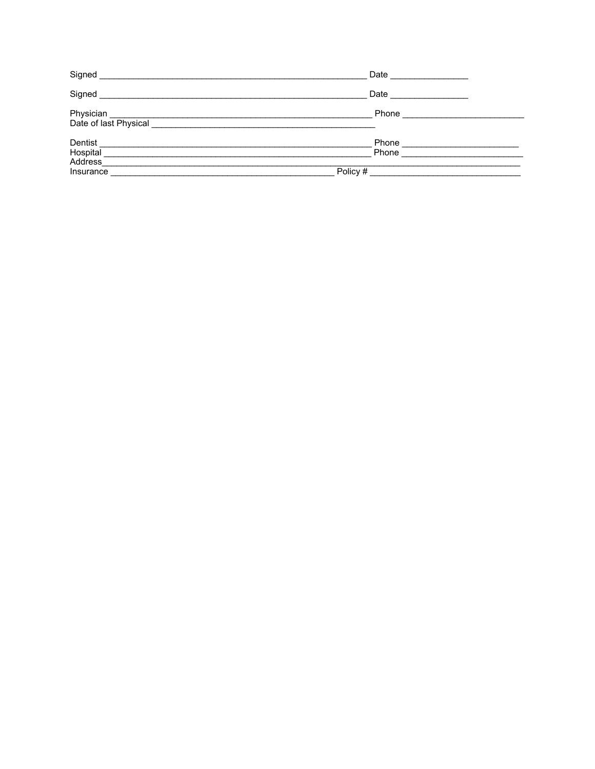Signed _______________________________________________________ Date ________________

Signed _______________________________________________________ Date ________________

Physician _____________________________________________________ Phone _________________________
Date of last Physical ______________________________________________

Dentist _______________________________________________________ Phone ________________________
Hospital ______________________________________________________ Phone _________________________
Address_____________________________________________________________________________________
Insurance ______________________________________________ Policy # _______________________________